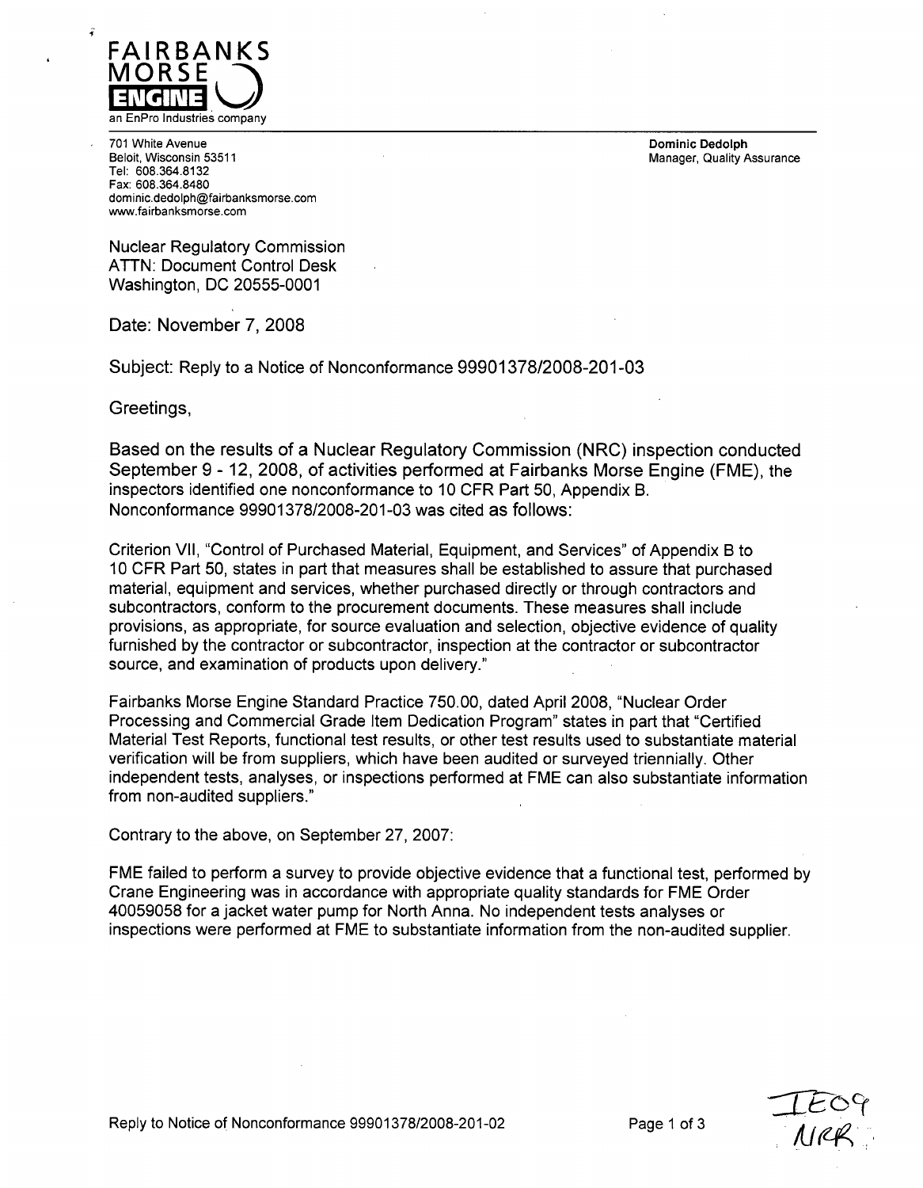FAIRBANKS MORSE ENGINE
an EnPro Industries company

701 White Avenue
Beloit, Wisconsin 53511
Tel: 608.364.8132
Fax: 608.364.8480
dominic.dedolph@fairbanksmorse.com
www.fairbanksmorse.com

**Dominic Dedolph**
Manager, Quality Assurance

Nuclear Regulatory Commission
ATTN: Document Control Desk
Washington, DC 20555-0001

Date: November 7, 2008

Subject: Reply to a Notice of Nonconformance 99901378/2008-201-03

Greetings,

Based on the results of a Nuclear Regulatory Commission (NRC) inspection conducted September 9 - 12, 2008, of activities performed at Fairbanks Morse Engine (FME), the inspectors identified one nonconformance to 10 CFR Part 50, Appendix B. Nonconformance 99901378/2008-201-03 was cited as follows:

Criterion VII, "Control of Purchased Material, Equipment, and Services" of Appendix B to 10 CFR Part 50, states in part that measures shall be established to assure that purchased material, equipment and services, whether purchased directly or through contractors and subcontractors, conform to the procurement documents. These measures shall include provisions, as appropriate, for source evaluation and selection, objective evidence of quality furnished by the contractor or subcontractor, inspection at the contractor or subcontractor source, and examination of products upon delivery."

Fairbanks Morse Engine Standard Practice 750.00, dated April 2008, "Nuclear Order Processing and Commercial Grade Item Dedication Program" states in part that "Certified Material Test Reports, functional test results, or other test results used to substantiate material verification will be from suppliers, which have been audited or surveyed triennially. Other independent tests, analyses, or inspections performed at FME can also substantiate information from non-audited suppliers."

Contrary to the above, on September 27, 2007:

FME failed to perform a survey to provide objective evidence that a functional test, performed by Crane Engineering was in accordance with appropriate quality standards for FME Order 40059058 for a jacket water pump for North Anna. No independent tests analyses or inspections were performed at FME to substantiate information from the non-audited supplier.

IE09
NRR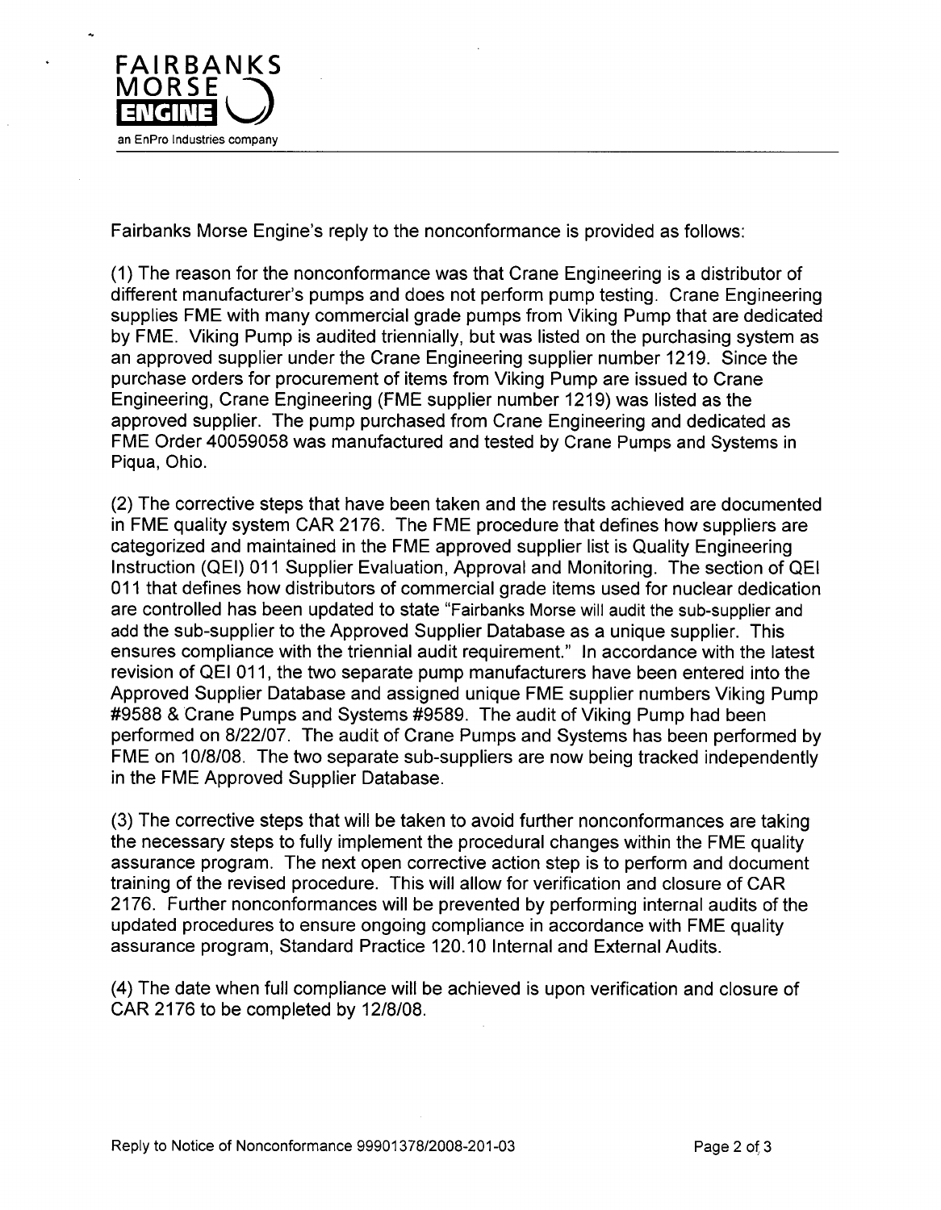FAIRBANKS MORSE ENGINE

an EnPro Industries company

Fairbanks Morse Engine's reply to the nonconformance is provided as follows:

(1) The reason for the nonconformance was that Crane Engineering is a distributor of different manufacturer's pumps and does not perform pump testing. Crane Engineering supplies FME with many commercial grade pumps from Viking Pump that are dedicated by FME. Viking Pump is audited triennially, but was listed on the purchasing system as an approved supplier under the Crane Engineering supplier number 1219. Since the purchase orders for procurement of items from Viking Pump are issued to Crane Engineering, Crane Engineering (FME supplier number 1219) was listed as the approved supplier. The pump purchased from Crane Engineering and dedicated as FME Order 40059058 was manufactured and tested by Crane Pumps and Systems in Piqua, Ohio.

(2) The corrective steps that have been taken and the results achieved are documented in FME quality system CAR 2176. The FME procedure that defines how suppliers are categorized and maintained in the FME approved supplier list is Quality Engineering Instruction (QEI) 011 Supplier Evaluation, Approval and Monitoring. The section of QEI 011 that defines how distributors of commercial grade items used for nuclear dedication are controlled has been updated to state "Fairbanks Morse will audit the sub-supplier and add the sub-supplier to the Approved Supplier Database as a unique supplier. This ensures compliance with the triennial audit requirement." In accordance with the latest revision of QEI 011, the two separate pump manufacturers have been entered into the Approved Supplier Database and assigned unique FME supplier numbers Viking Pump #9588 & Crane Pumps and Systems #9589. The audit of Viking Pump had been performed on 8/22/07. The audit of Crane Pumps and Systems has been performed by FME on 10/8/08. The two separate sub-suppliers are now being tracked independently in the FME Approved Supplier Database.

(3) The corrective steps that will be taken to avoid further nonconformances are taking the necessary steps to fully implement the procedural changes within the FME quality assurance program. The next open corrective action step is to perform and document training of the revised procedure. This will allow for verification and closure of CAR 2176. Further nonconformances will be prevented by performing internal audits of the updated procedures to ensure ongoing compliance in accordance with FME quality assurance program, Standard Practice 120.10 Internal and External Audits.

(4) The date when full compliance will be achieved is upon verification and closure of CAR 2176 to be completed by 12/8/08.

Reply to Notice of Nonconformance 99901378/2008-201-03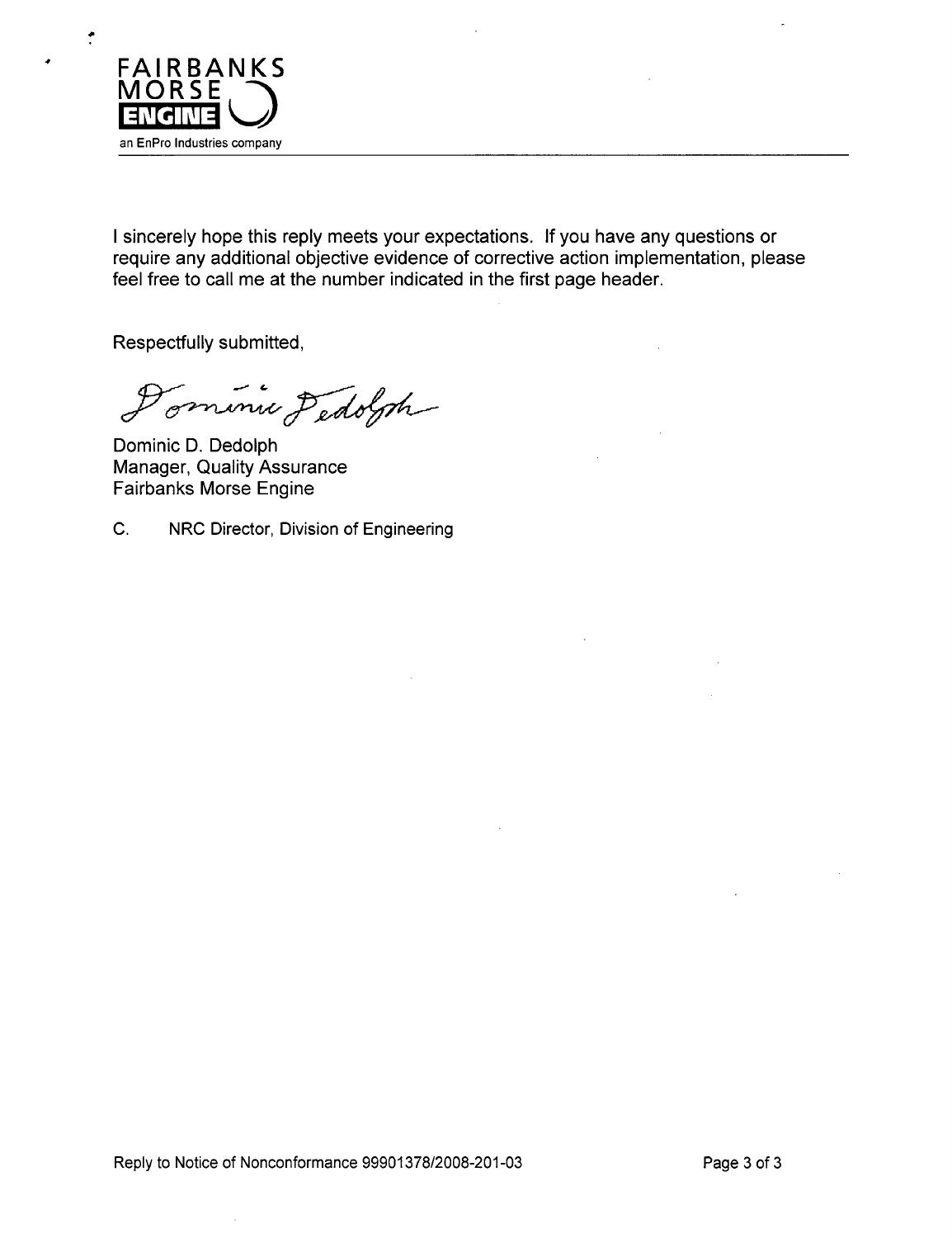I sincerely hope this reply meets your expectations. If you have any questions or require any additional objective evidence of corrective action implementation, please feel free to call me at the number indicated in the first page header.

Respectfully submitted,

Dominic Dedolph

Dominic D. Dedolph
Manager, Quality Assurance
Fairbanks Morse Engine

C. NRC Director, Division of Engineering